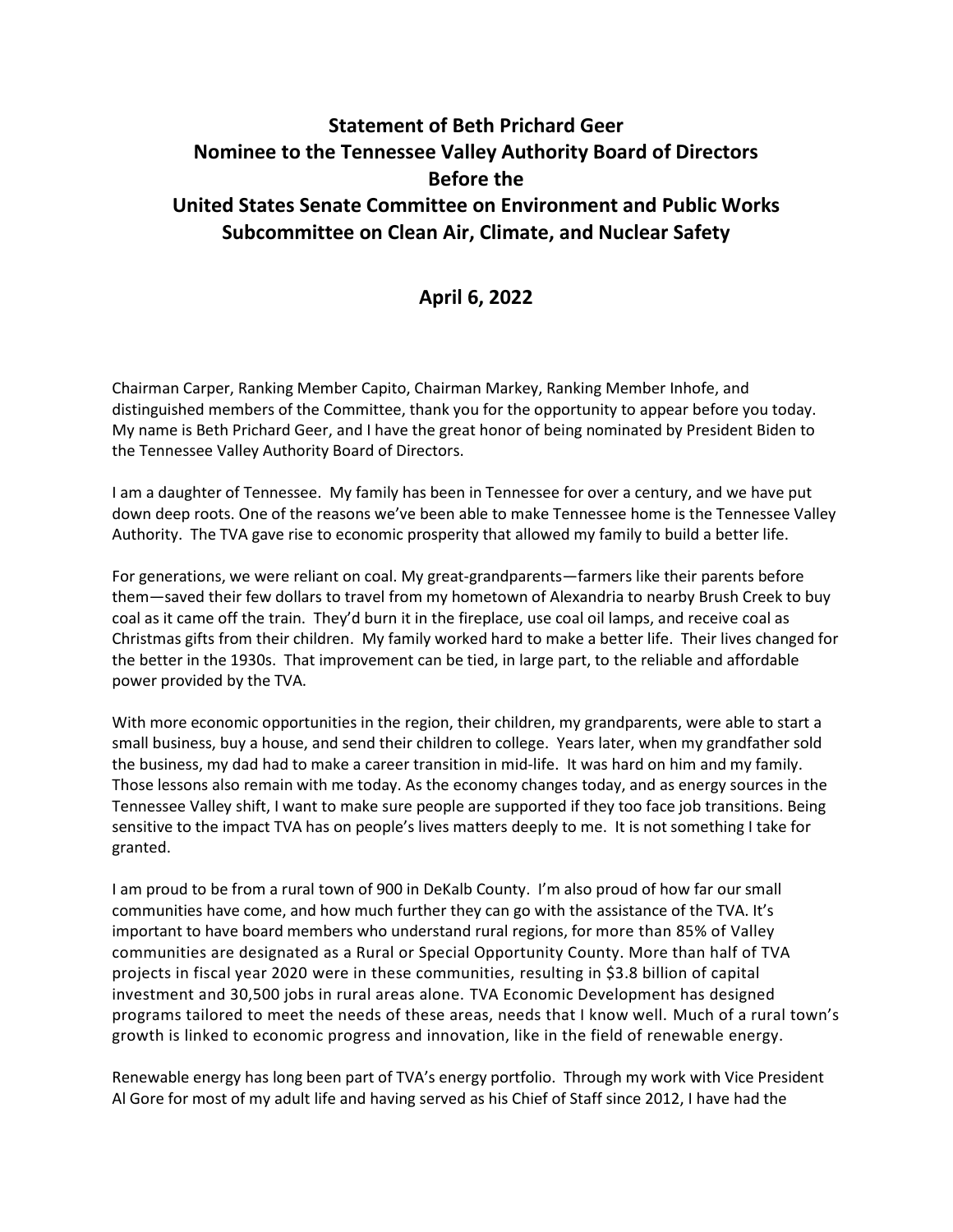# Statement of Beth Prichard Geer
# Nominee to the Tennessee Valley Authority Board of Directors
# Before the
# United States Senate Committee on Environment and Public Works
# Subcommittee on Clean Air, Climate, and Nuclear Safety

## April 6, 2022

Chairman Carper, Ranking Member Capito, Chairman Markey, Ranking Member Inhofe, and distinguished members of the Committee, thank you for the opportunity to appear before you today. My name is Beth Prichard Geer, and I have the great honor of being nominated by President Biden to the Tennessee Valley Authority Board of Directors.

I am a daughter of Tennessee. My family has been in Tennessee for over a century, and we have put down deep roots. One of the reasons we've been able to make Tennessee home is the Tennessee Valley Authority. The TVA gave rise to economic prosperity that allowed my family to build a better life.

For generations, we were reliant on coal. My great-grandparents—farmers like their parents before them—saved their few dollars to travel from my hometown of Alexandria to nearby Brush Creek to buy coal as it came off the train. They'd burn it in the fireplace, use coal oil lamps, and receive coal as Christmas gifts from their children. My family worked hard to make a better life. Their lives changed for the better in the 1930s. That improvement can be tied, in large part, to the reliable and affordable power provided by the TVA.

With more economic opportunities in the region, their children, my grandparents, were able to start a small business, buy a house, and send their children to college. Years later, when my grandfather sold the business, my dad had to make a career transition in mid-life. It was hard on him and my family. Those lessons also remain with me today. As the economy changes today, and as energy sources in the Tennessee Valley shift, I want to make sure people are supported if they too face job transitions. Being sensitive to the impact TVA has on people's lives matters deeply to me. It is not something I take for granted.

I am proud to be from a rural town of 900 in DeKalb County. I'm also proud of how far our small communities have come, and how much further they can go with the assistance of the TVA. It's important to have board members who understand rural regions, for more than 85% of Valley communities are designated as a Rural or Special Opportunity County. More than half of TVA projects in fiscal year 2020 were in these communities, resulting in $3.8 billion of capital investment and 30,500 jobs in rural areas alone. TVA Economic Development has designed programs tailored to meet the needs of these areas, needs that I know well. Much of a rural town's growth is linked to economic progress and innovation, like in the field of renewable energy.

Renewable energy has long been part of TVA's energy portfolio. Through my work with Vice President Al Gore for most of my adult life and having served as his Chief of Staff since 2012, I have had the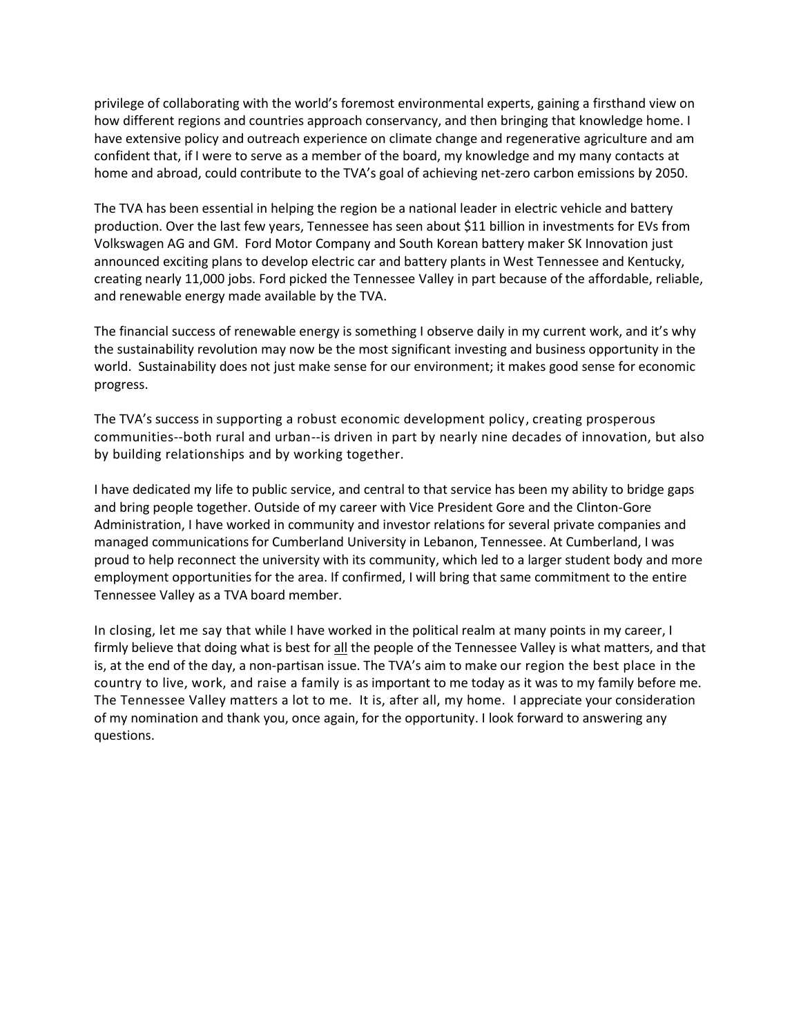privilege of collaborating with the world's foremost environmental experts, gaining a firsthand view on how different regions and countries approach conservancy, and then bringing that knowledge home. I have extensive policy and outreach experience on climate change and regenerative agriculture and am confident that, if I were to serve as a member of the board, my knowledge and my many contacts at home and abroad, could contribute to the TVA's goal of achieving net-zero carbon emissions by 2050.

The TVA has been essential in helping the region be a national leader in electric vehicle and battery production. Over the last few years, Tennessee has seen about $11 billion in investments for EVs from Volkswagen AG and GM. Ford Motor Company and South Korean battery maker SK Innovation just announced exciting plans to develop electric car and battery plants in West Tennessee and Kentucky, creating nearly 11,000 jobs. Ford picked the Tennessee Valley in part because of the affordable, reliable, and renewable energy made available by the TVA.

The financial success of renewable energy is something I observe daily in my current work, and it's why the sustainability revolution may now be the most significant investing and business opportunity in the world. Sustainability does not just make sense for our environment; it makes good sense for economic progress.

The TVA's success in supporting a robust economic development policy, creating prosperous communities--both rural and urban--is driven in part by nearly nine decades of innovation, but also by building relationships and by working together.

I have dedicated my life to public service, and central to that service has been my ability to bridge gaps and bring people together. Outside of my career with Vice President Gore and the Clinton-Gore Administration, I have worked in community and investor relations for several private companies and managed communications for Cumberland University in Lebanon, Tennessee. At Cumberland, I was proud to help reconnect the university with its community, which led to a larger student body and more employment opportunities for the area. If confirmed, I will bring that same commitment to the entire Tennessee Valley as a TVA board member.

In closing, let me say that while I have worked in the political realm at many points in my career, I firmly believe that doing what is best for <u>all</u> the people of the Tennessee Valley is what matters, and that is, at the end of the day, a non-partisan issue. The TVA's aim to make our region the best place in the country to live, work, and raise a family is as important to me today as it was to my family before me. The Tennessee Valley matters a lot to me. It is, after all, my home. I appreciate your consideration of my nomination and thank you, once again, for the opportunity. I look forward to answering any questions.